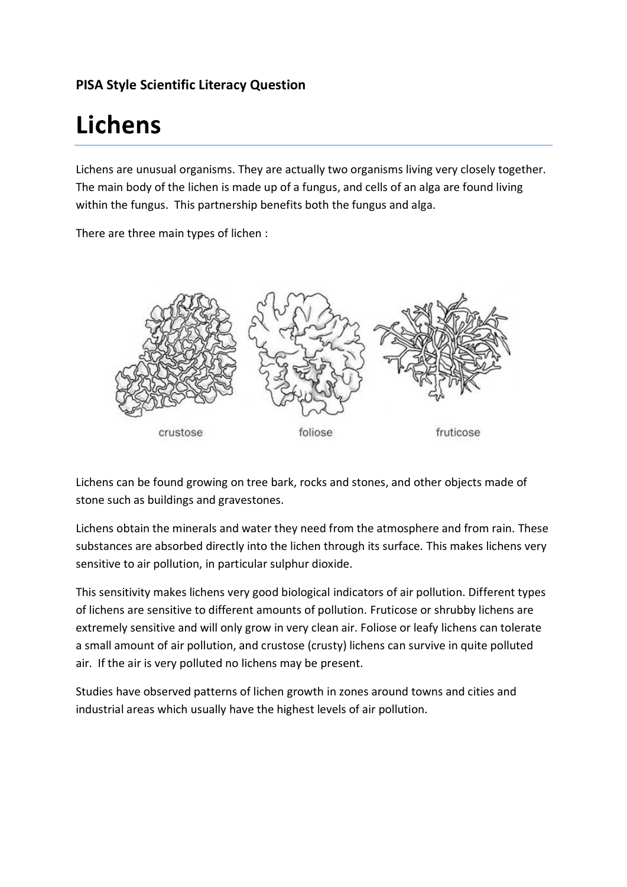**PISA Style Scientific Literacy Question**

# Lichens

Lichens are unusual organisms. They are actually two organisms living very closely together. The main body of the lichen is made up of a fungus, and cells of an alga are found living within the fungus. This partnership benefits both the fungus and alga.

There are three main types of lichen :

crustose    foliose    fruticose

Lichens can be found growing on tree bark, rocks and stones, and other objects made of stone such as buildings and gravestones.

Lichens obtain the minerals and water they need from the atmosphere and from rain. These substances are absorbed directly into the lichen through its surface. This makes lichens very sensitive to air pollution, in particular sulphur dioxide.

This sensitivity makes lichens very good biological indicators of air pollution. Different types of lichens are sensitive to different amounts of pollution. Fruticose or shrubby lichens are extremely sensitive and will only grow in very clean air. Foliose or leafy lichens can tolerate a small amount of air pollution, and crustose (crusty) lichens can survive in quite polluted air. If the air is very polluted no lichens may be present.

Studies have observed patterns of lichen growth in zones around towns and cities and industrial areas which usually have the highest levels of air pollution.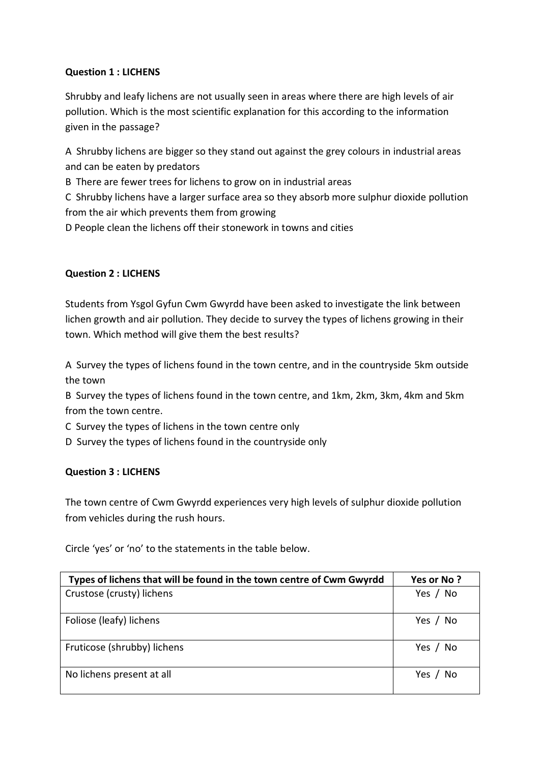**Question 1 : LICHENS**

Shrubby and leafy lichens are not usually seen in areas where there are high levels of air pollution. Which is the most scientific explanation for this according to the information given in the passage?

A Shrubby lichens are bigger so they stand out against the grey colours in industrial areas and can be eaten by predators
B There are fewer trees for lichens to grow on in industrial areas
C Shrubby lichens have a larger surface area so they absorb more sulphur dioxide pollution from the air which prevents them from growing
D People clean the lichens off their stonework in towns and cities

**Question 2 : LICHENS**

Students from Ysgol Gyfun Cwm Gwyrdd have been asked to investigate the link between lichen growth and air pollution. They decide to survey the types of lichens growing in their town. Which method will give them the best results?

A Survey the types of lichens found in the town centre, and in the countryside 5km outside the town
B Survey the types of lichens found in the town centre, and 1km, 2km, 3km, 4km and 5km from the town centre.
C Survey the types of lichens in the town centre only
D Survey the types of lichens found in the countryside only

**Question 3 : LICHENS**

The town centre of Cwm Gwyrdd experiences very high levels of sulphur dioxide pollution from vehicles during the rush hours.

Circle 'yes' or 'no' to the statements in the table below.

| Types of lichens that will be found in the town centre of Cwm Gwyrdd | Yes or No ? |
|---|---|
| Crustose (crusty) lichens | Yes / No |
| Foliose (leafy) lichens | Yes / No |
| Fruticose (shrubby) lichens | Yes / No |
| No lichens present at all | Yes / No |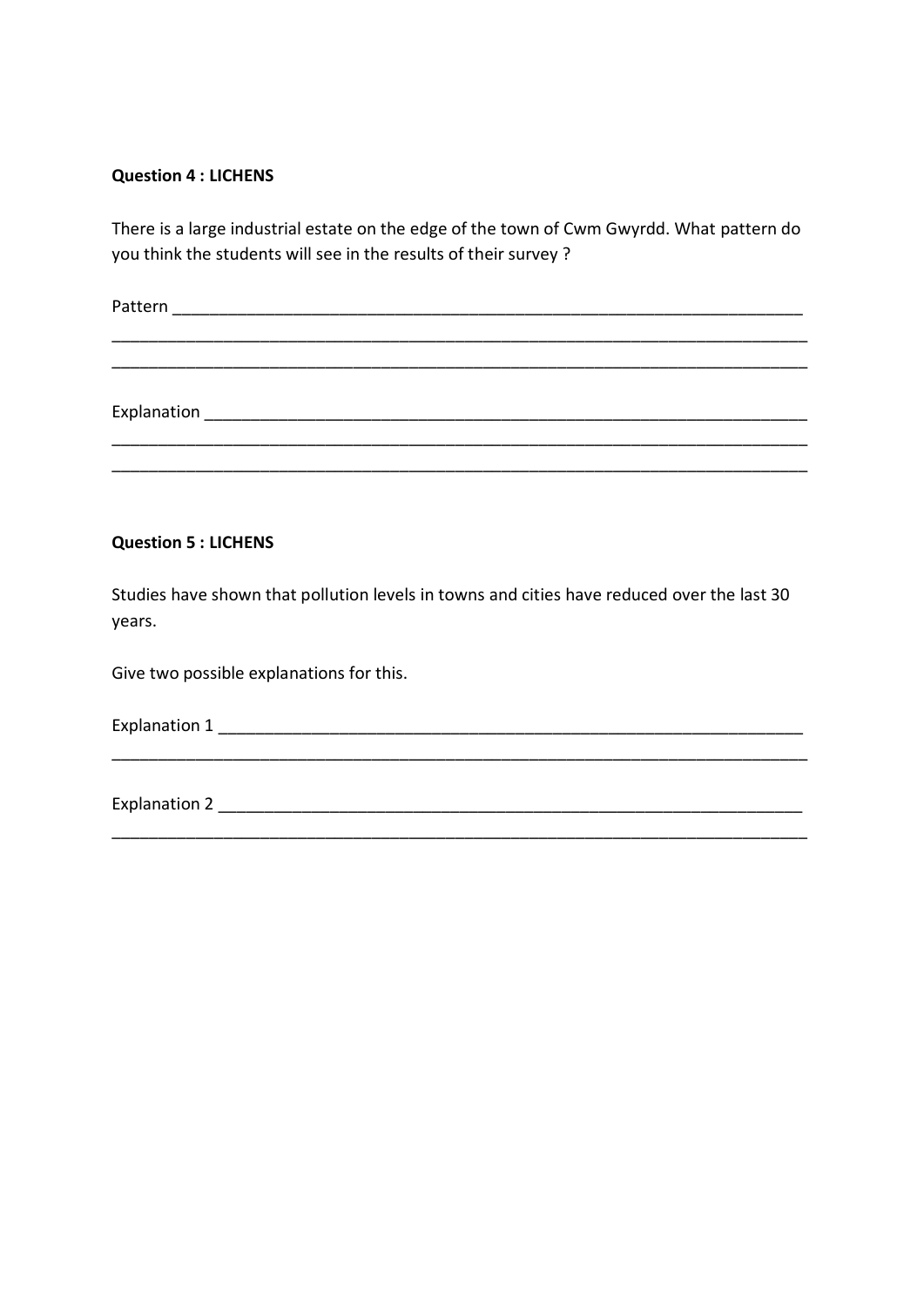**Question 4 : LICHENS**

There is a large industrial estate on the edge of the town of Cwm Gwyrdd. What pattern do you think the students will see in the results of their survey ?

Pattern ______________________________________________________________________

______________________________________________________________________________

______________________________________________________________________________

Explanation ___________________________________________________________________

______________________________________________________________________________

______________________________________________________________________________

**Question 5 : LICHENS**

Studies have shown that pollution levels in towns and cities have reduced over the last 30 years.

Give two possible explanations for this.

Explanation 1 _________________________________________________________________

______________________________________________________________________________

Explanation 2 _________________________________________________________________

______________________________________________________________________________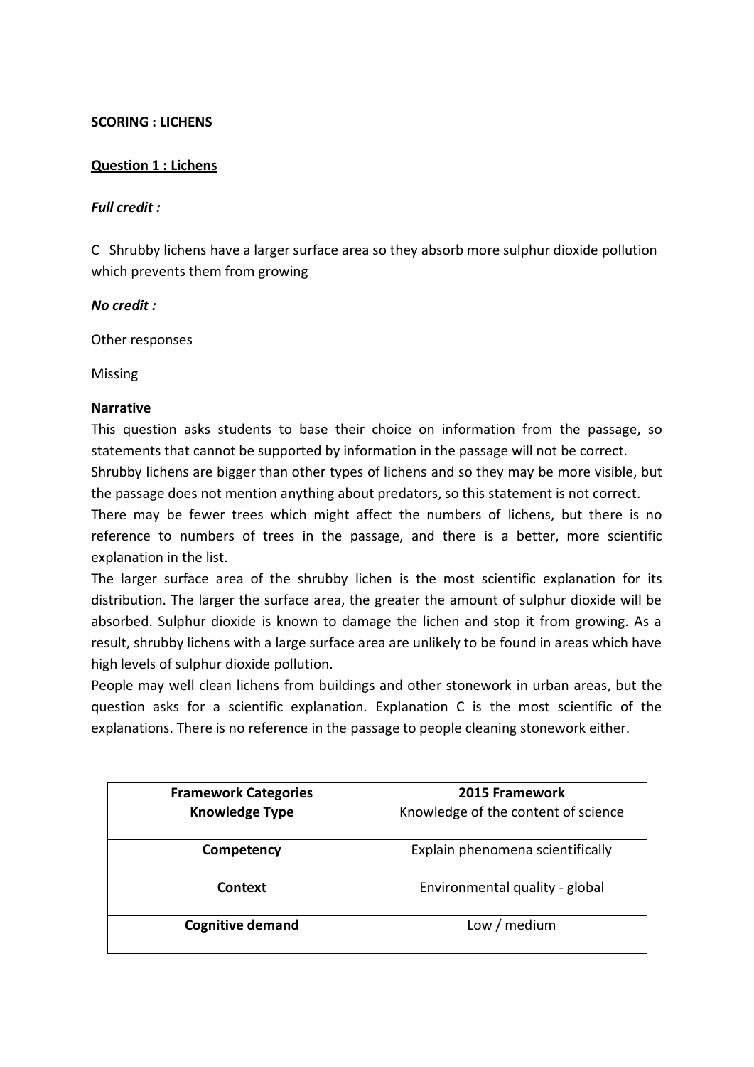**SCORING : LICHENS**

**Question 1 : Lichens**

***Full credit :***

C Shrubby lichens have a larger surface area so they absorb more sulphur dioxide pollution which prevents them from growing

***No credit :***

Other responses

Missing

**Narrative**

This question asks students to base their choice on information from the passage, so statements that cannot be supported by information in the passage will not be correct.
Shrubby lichens are bigger than other types of lichens and so they may be more visible, but the passage does not mention anything about predators, so this statement is not correct.
There may be fewer trees which might affect the numbers of lichens, but there is no reference to numbers of trees in the passage, and there is a better, more scientific explanation in the list.
The larger surface area of the shrubby lichen is the most scientific explanation for its distribution. The larger the surface area, the greater the amount of sulphur dioxide will be absorbed. Sulphur dioxide is known to damage the lichen and stop it from growing. As a result, shrubby lichens with a large surface area are unlikely to be found in areas which have high levels of sulphur dioxide pollution.
People may well clean lichens from buildings and other stonework in urban areas, but the question asks for a scientific explanation. Explanation C is the most scientific of the explanations. There is no reference in the passage to people cleaning stonework either.

| Framework Categories | 2015 Framework |
|---|---|
| **Knowledge Type** | Knowledge of the content of science |
| **Competency** | Explain phenomena scientifically |
| **Context** | Environmental quality - global |
| **Cognitive demand** | Low / medium |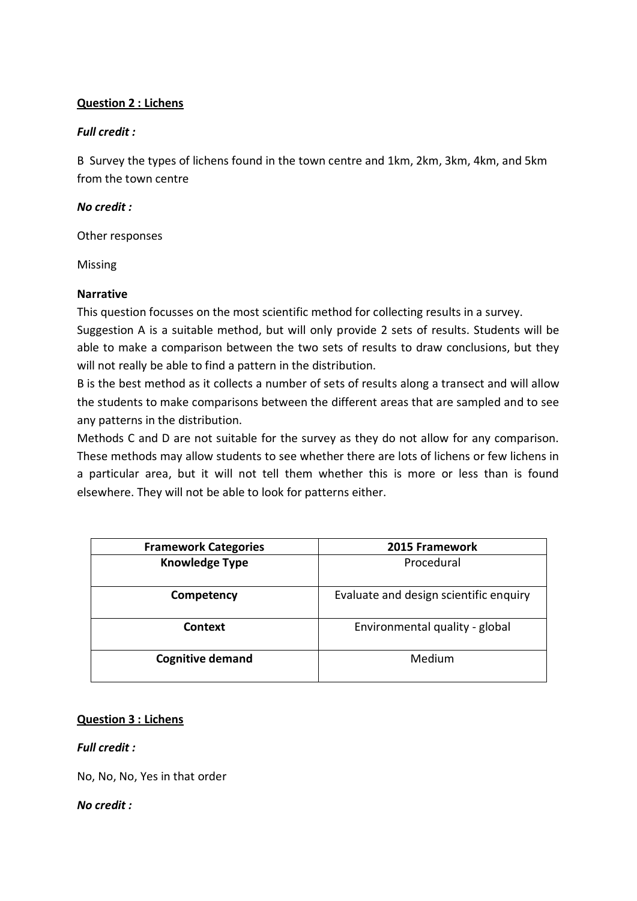**Question 2 : Lichens**

***Full credit :***

B Survey the types of lichens found in the town centre and 1km, 2km, 3km, 4km, and 5km from the town centre

***No credit :***

Other responses

Missing

**Narrative**

This question focusses on the most scientific method for collecting results in a survey.

Suggestion A is a suitable method, but will only provide 2 sets of results. Students will be able to make a comparison between the two sets of results to draw conclusions, but they will not really be able to find a pattern in the distribution.

B is the best method as it collects a number of sets of results along a transect and will allow the students to make comparisons between the different areas that are sampled and to see any patterns in the distribution.

Methods C and D are not suitable for the survey as they do not allow for any comparison. These methods may allow students to see whether there are lots of lichens or few lichens in a particular area, but it will not tell them whether this is more or less than is found elsewhere. They will not be able to look for patterns either.

| Framework Categories | 2015 Framework |
| --- | --- |
| **Knowledge Type** | Procedural |
| **Competency** | Evaluate and design scientific enquiry |
| **Context** | Environmental quality - global |
| **Cognitive demand** | Medium |

**Question 3 : Lichens**

***Full credit :***

No, No, No, Yes in that order

***No credit :***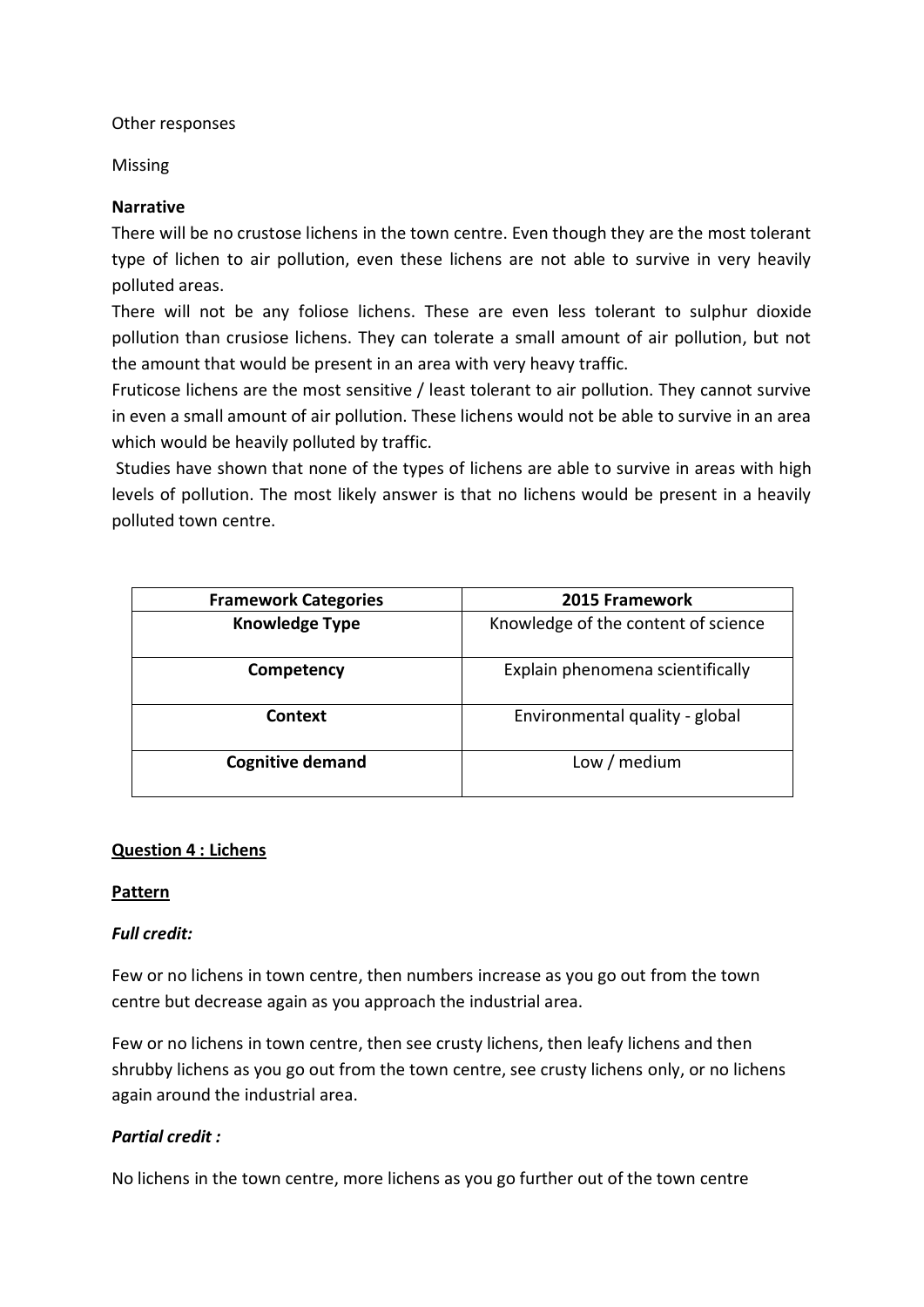Other responses

Missing

**Narrative**

There will be no crustose lichens in the town centre. Even though they are the most tolerant type of lichen to air pollution, even these lichens are not able to survive in very heavily polluted areas.

There will not be any foliose lichens. These are even less tolerant to sulphur dioxide pollution than crusiose lichens. They can tolerate a small amount of air pollution, but not the amount that would be present in an area with very heavy traffic.

Fruticose lichens are the most sensitive / least tolerant to air pollution. They cannot survive in even a small amount of air pollution. These lichens would not be able to survive in an area which would be heavily polluted by traffic.

Studies have shown that none of the types of lichens are able to survive in areas with high levels of pollution. The most likely answer is that no lichens would be present in a heavily polluted town centre.

| Framework Categories | 2015 Framework |
|---|---|
| **Knowledge Type** | Knowledge of the content of science |
| **Competency** | Explain phenomena scientifically |
| **Context** | Environmental quality - global |
| **Cognitive demand** | Low / medium |

## Question 4 : Lichens

### Pattern

***Full credit:***

Few or no lichens in town centre, then numbers increase as you go out from the town centre but decrease again as you approach the industrial area.

Few or no lichens in town centre, then see crusty lichens, then leafy lichens and then shrubby lichens as you go out from the town centre, see crusty lichens only, or no lichens again around the industrial area.

***Partial credit :***

No lichens in the town centre, more lichens as you go further out of the town centre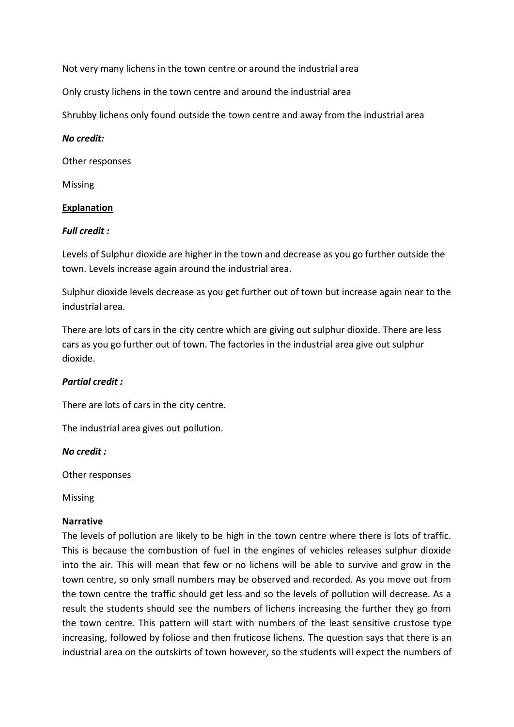Not very many lichens in the town centre or around the industrial area

Only crusty lichens in the town centre and around the industrial area

Shrubby lichens only found outside the town centre and away from the industrial area

***No credit:***

Other responses

Missing

**Explanation**

***Full credit :***

Levels of Sulphur dioxide are higher in the town and decrease as you go further outside the town. Levels increase again around the industrial area.

Sulphur dioxide levels decrease as you get further out of town but increase again near to the industrial area.

There are lots of cars in the city centre which are giving out sulphur dioxide. There are less cars as you go further out of town. The factories in the industrial area give out sulphur dioxide.

***Partial credit :***

There are lots of cars in the city centre.

The industrial area gives out pollution.

***No credit :***

Other responses

Missing

**Narrative**

The levels of pollution are likely to be high in the town centre where there is lots of traffic. This is because the combustion of fuel in the engines of vehicles releases sulphur dioxide into the air. This will mean that few or no lichens will be able to survive and grow in the town centre, so only small numbers may be observed and recorded. As you move out from the town centre the traffic should get less and so the levels of pollution will decrease. As a result the students should see the numbers of lichens increasing the further they go from the town centre. This pattern will start with numbers of the least sensitive crustose type increasing, followed by foliose and then fruticose lichens. The question says that there is an industrial area on the outskirts of town however, so the students will expect the numbers of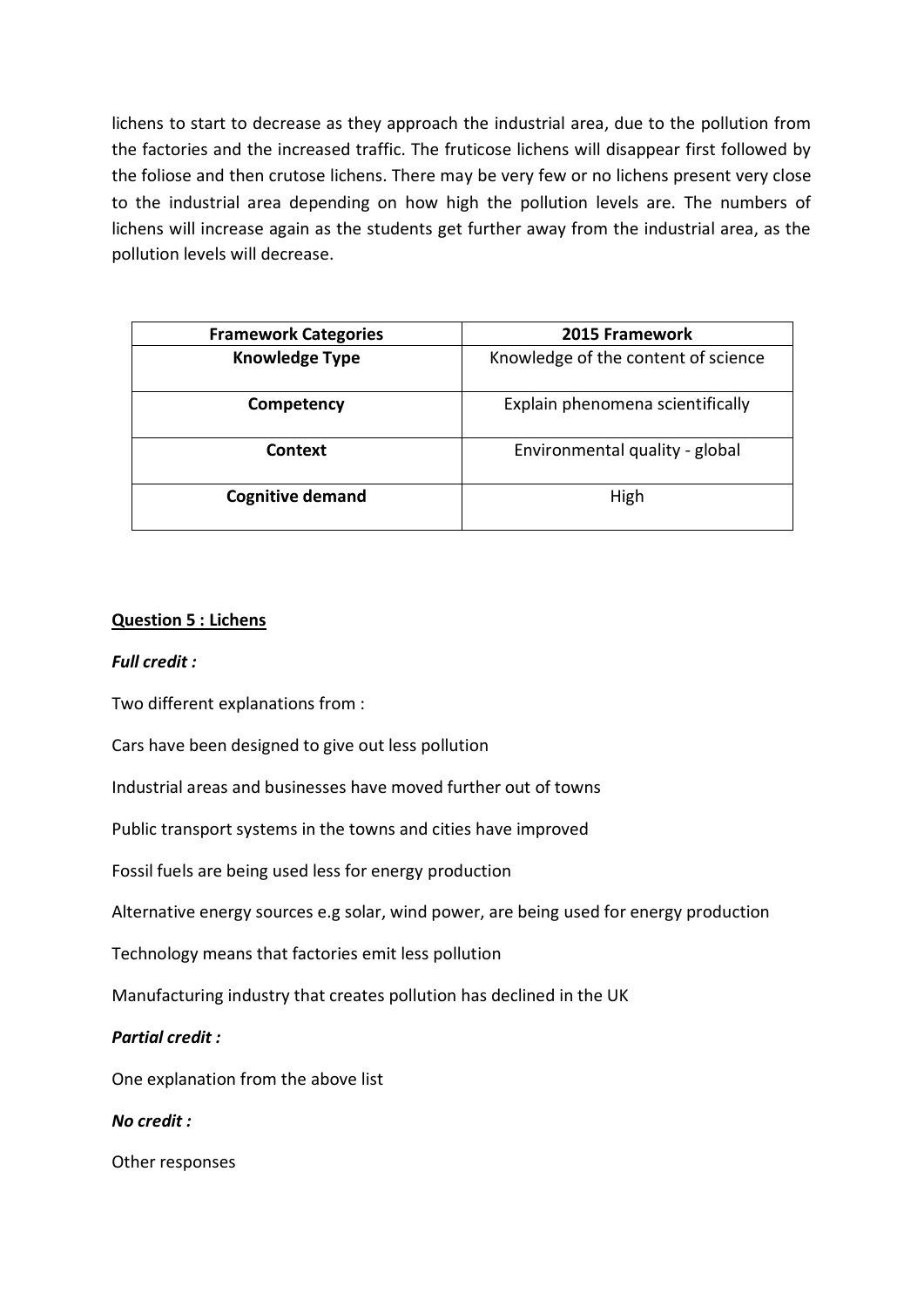lichens to start to decrease as they approach the industrial area, due to the pollution from the factories and the increased traffic. The fruticose lichens will disappear first followed by the foliose and then crutose lichens. There may be very few or no lichens present very close to the industrial area depending on how high the pollution levels are. The numbers of lichens will increase again as the students get further away from the industrial area, as the pollution levels will decrease.

| Framework Categories | 2015 Framework |
|---|---|
| **Knowledge Type** | Knowledge of the content of science |
| **Competency** | Explain phenomena scientifically |
| **Context** | Environmental quality - global |
| **Cognitive demand** | High |

**Question 5 : Lichens**

***Full credit :***

Two different explanations from :

Cars have been designed to give out less pollution

Industrial areas and businesses have moved further out of towns

Public transport systems in the towns and cities have improved

Fossil fuels are being used less for energy production

Alternative energy sources e.g solar, wind power, are being used for energy production

Technology means that factories emit less pollution

Manufacturing industry that creates pollution has declined in the UK

***Partial credit :***

One explanation from the above list

***No credit :***

Other responses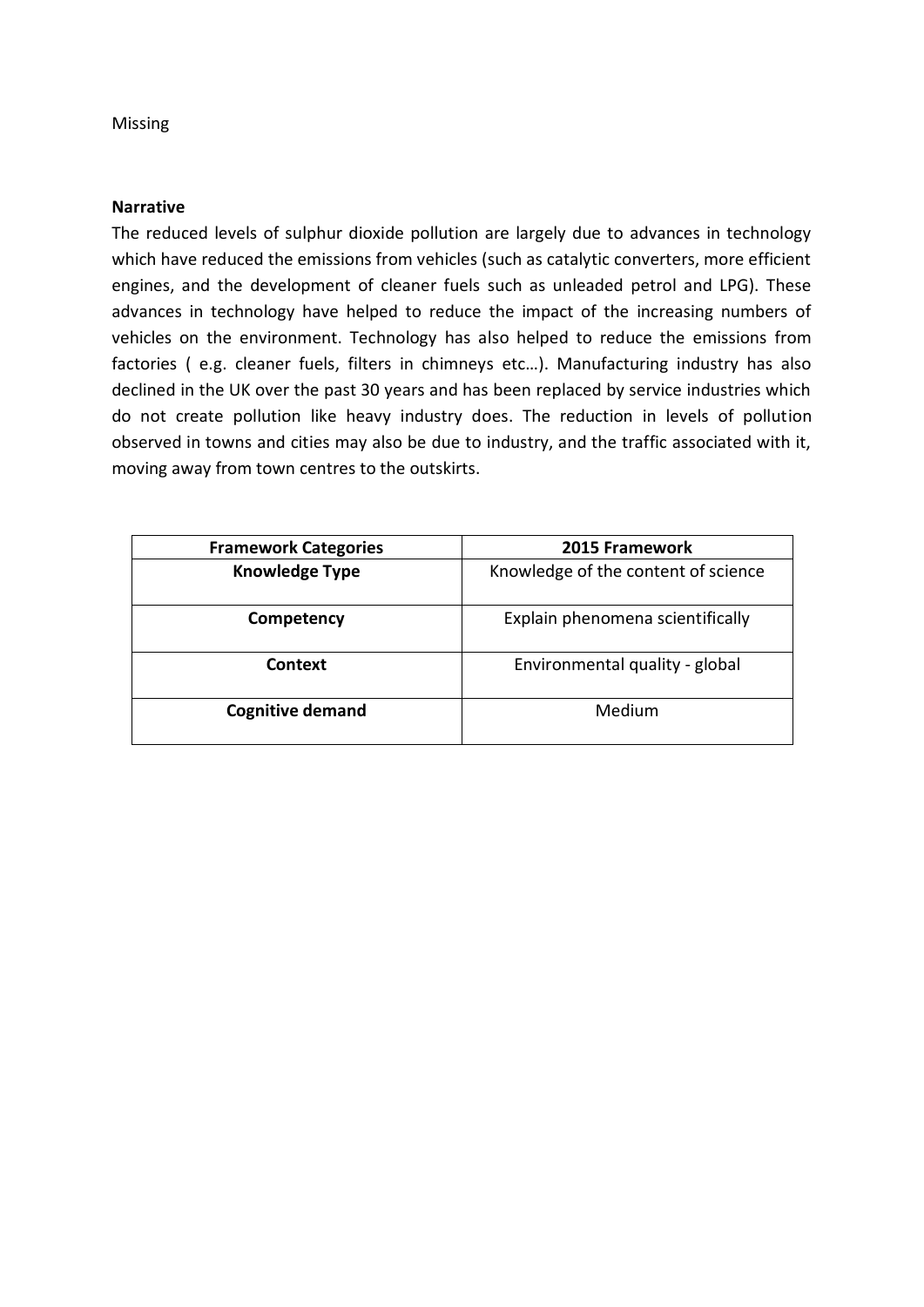Missing

**Narrative**

The reduced levels of sulphur dioxide pollution are largely due to advances in technology which have reduced the emissions from vehicles (such as catalytic converters, more efficient engines, and the development of cleaner fuels such as unleaded petrol and LPG). These advances in technology have helped to reduce the impact of the increasing numbers of vehicles on the environment. Technology has also helped to reduce the emissions from factories ( e.g. cleaner fuels, filters in chimneys etc…). Manufacturing industry has also declined in the UK over the past 30 years and has been replaced by service industries which do not create pollution like heavy industry does. The reduction in levels of pollution observed in towns and cities may also be due to industry, and the traffic associated with it, moving away from town centres to the outskirts.

| Framework Categories | 2015 Framework |
|---|---|
| **Knowledge Type** | Knowledge of the content of science |
| **Competency** | Explain phenomena scientifically |
| **Context** | Environmental quality - global |
| **Cognitive demand** | Medium |